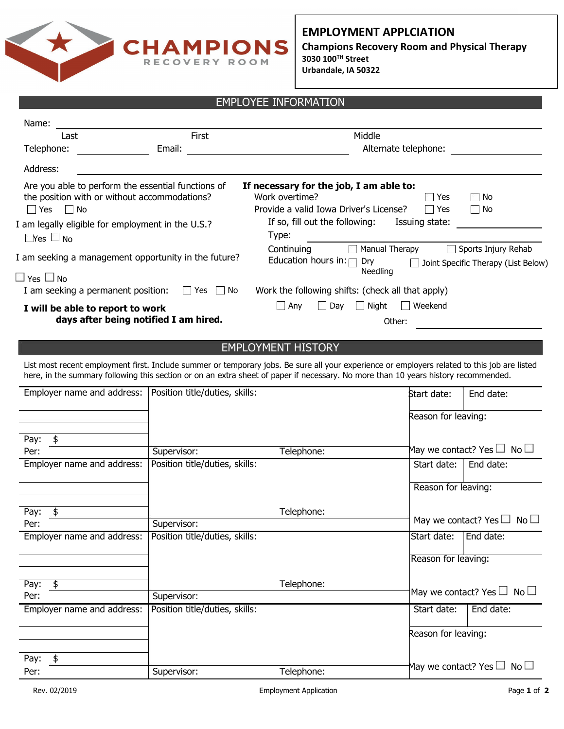CHAMPIONS RECOVERY ROOM

# EMPLOYMENT APPLCIATION

**Champions Recovery Room and Physical Therapy**
**3030 100TH Street**
**Urbandale, IA 50322**

## EMPLOYEE INFORMATION

Name: ______________________________________________

Last First Middle

Telephone: ____________ Email: ____________________ Alternate telephone: ____________

Address: ______________________________________________

Are you able to perform the essential functions of the position with or without accommodations?
☐ Yes ☐ No

I am legally eligible for employment in the U.S.?
☐ Yes ☐ No

I am seeking a management opportunity in the future?
☐ Yes ☐ No

I am seeking a permanent position: ☐ Yes ☐ No

**I will be able to report to work ______ days after being notified I am hired.**

**If necessary for the job, I am able to:**

Work overtime? ☐ Yes ☐ No

Provide a valid Iowa Driver's License? ☐ Yes ☐ No

If so, fill out the following: Issuing state: ____________

Type: ____________

Continuing Education hours in: ☐ Manual Therapy ☐ Sports Injury Rehab ☐ Dry Needling ☐ Joint Specific Therapy (List Below)

Work the following shifts: (check all that apply)

☐ Any ☐ Day ☐ Night ☐ Weekend

Other: ____________

## EMPLOYMENT HISTORY

List most recent employment first. Include summer or temporary jobs. Be sure all your experience or employers related to this job are listed here, in the summary following this section or on an extra sheet of paper if necessary. No more than 10 years history recommended.

| Employer name and address: | Position title/duties, skills: | Start date: | End date: |
|---|---|---|---|
| | | Reason for leaving: | |
| Pay: $ | | | |
| Per: | Supervisor: Telephone: | May we contact? Yes ☐ No ☐ | |
| Employer name and address: | Position title/duties, skills: | Start date: | End date: |
| | | Reason for leaving: | |
| Pay: $ | Telephone: | | |
| Per: | Supervisor: | May we contact? Yes ☐ No ☐ | |
| Employer name and address: | Position title/duties, skills: | Start date: | End date: |
| | | Reason for leaving: | |
| Pay: $ | Telephone: | | |
| Per: | Supervisor: | May we contact? Yes ☐ No ☐ | |
| Employer name and address: | Position title/duties, skills: | Start date: | End date: |
| | | Reason for leaving: | |
| Pay: $ | | | |
| Per: | Supervisor: Telephone: | May we contact? Yes ☐ No ☐ | |

Rev. 02/2019 Employment Application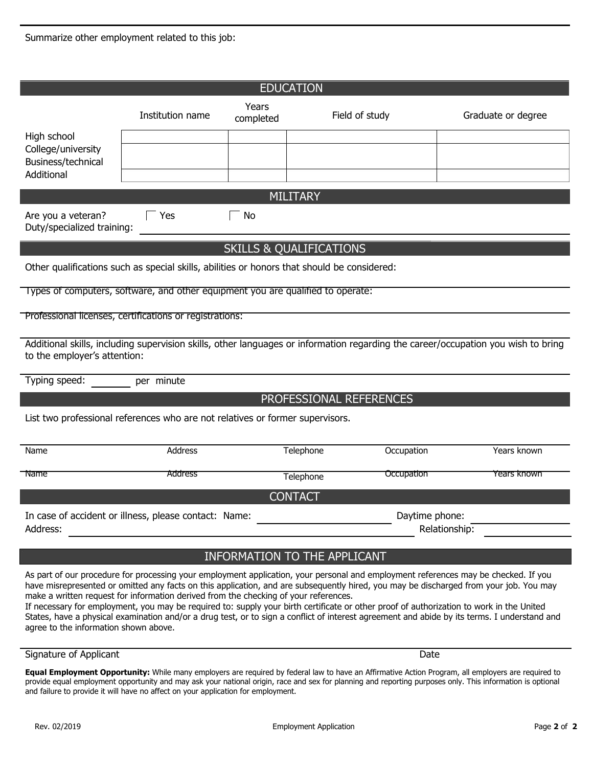Summarize other employment related to this job:

## EDUCATION

| | Institution name | Years completed | Field of study | Graduate or degree |
|---|---|---|---|---|
| High school | | | | |
| College/university | | | | |
| Business/technical | | | | |
| Additional | | | | |

## MILITARY

Are you a veteran? ☐ Yes ☐ No

Duty/specialized training:

## SKILLS & QUALIFICATIONS

Other qualifications such as special skills, abilities or honors that should be considered:

Types of computers, software, and other equipment you are qualified to operate:

Professional licenses, certifications or registrations:

Additional skills, including supervision skills, other languages or information regarding the career/occupation you wish to bring to the employer's attention:

Typing speed: ________ per minute

## PROFESSIONAL REFERENCES

List two professional references who are not relatives or former supervisors.

| Name | Address | Telephone | Occupation | Years known |
|---|---|---|---|---|
| Name | Address | Telephone | Occupation | Years known |

## CONTACT

In case of accident or illness, please contact: Name: ________ Daytime phone: ________

Address: ________ Relationship: ________

## INFORMATION TO THE APPLICANT

As part of our procedure for processing your employment application, your personal and employment references may be checked. If you have misrepresented or omitted any facts on this application, and are subsequently hired, you may be discharged from your job. You may make a written request for information derived from the checking of your references.

If necessary for employment, you may be required to: supply your birth certificate or other proof of authorization to work in the United States, have a physical examination and/or a drug test, or to sign a conflict of interest agreement and abide by its terms. I understand and agree to the information shown above.

Signature of Applicant ________ Date ________

**Equal Employment Opportunity:** While many employers are required by federal law to have an Affirmative Action Program, all employers are required to provide equal employment opportunity and may ask your national origin, race and sex for planning and reporting purposes only. This information is optional and failure to provide it will have no affect on your application for employment.

Rev. 02/2019